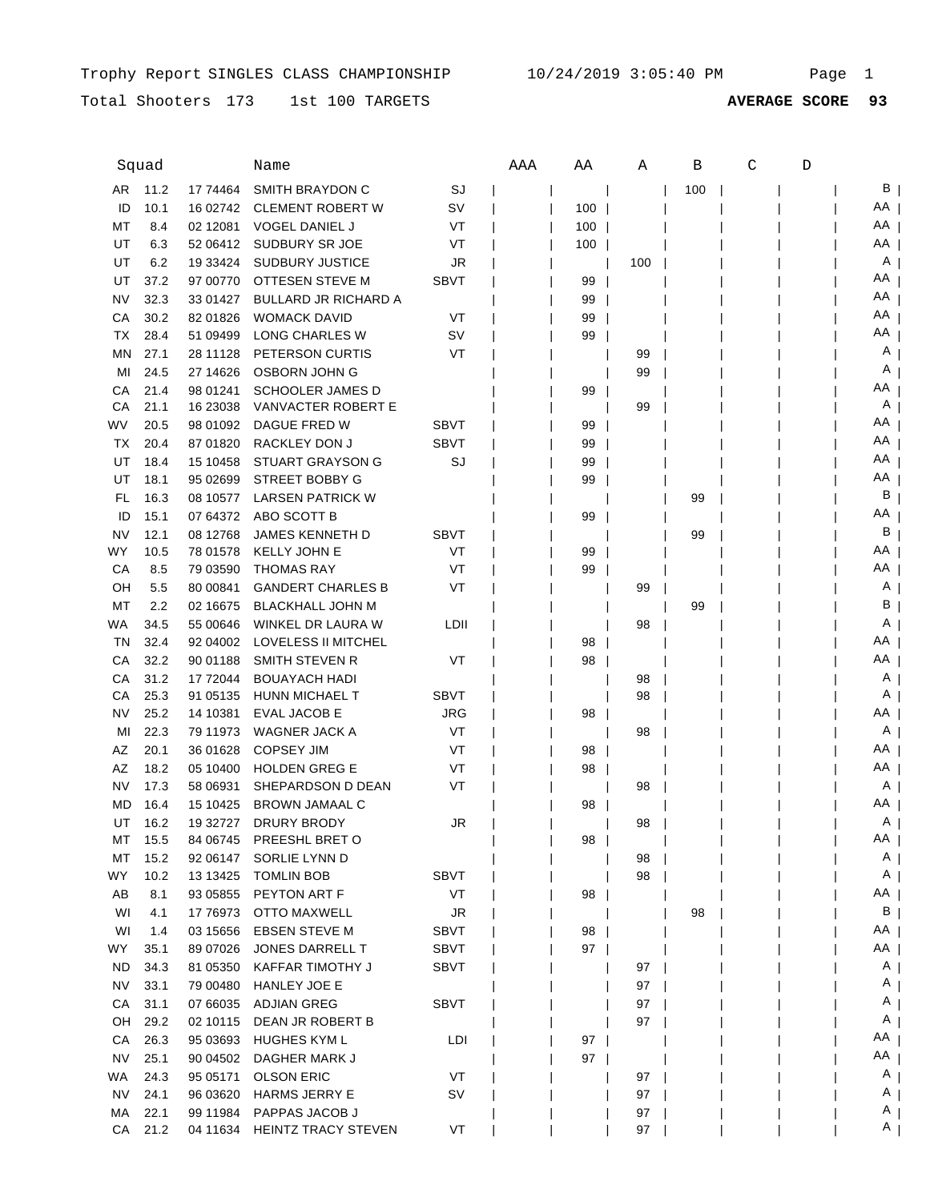Trophy Report SINGLES CLASS CHAMPIONSHIP 10/24/2019 3:05:40 PM

Total Shooters 173 1st 100 TARGETS **AVERAGE SCORE 93**

| | Squad | | Name | | AAA | AA | A | B | C | D | |
|---|---|---|---|---|---|---|---|---|---|---|---|
| AR | 11.2 | 17 74464 | SMITH BRAYDON C | SJ | | | | 100 | | | B |
| ID | 10.1 | 16 02742 | CLEMENT ROBERT W | SV | | 100 | | | | | AA |
| MT | 8.4 | 02 12081 | VOGEL DANIEL J | VT | | 100 | | | | | AA |
| UT | 6.3 | 52 06412 | SUDBURY SR JOE | VT | | 100 | | | | | AA |
| UT | 6.2 | 19 33424 | SUDBURY JUSTICE | JR | | | 100 | | | | A |
| UT | 37.2 | 97 00770 | OTTESEN STEVE M | SBVT | | 99 | | | | | AA |
| NV | 32.3 | 33 01427 | BULLARD JR RICHARD A | | | 99 | | | | | AA |
| CA | 30.2 | 82 01826 | WOMACK DAVID | VT | | 99 | | | | | AA |
| TX | 28.4 | 51 09499 | LONG CHARLES W | SV | | 99 | | | | | AA |
| MN | 27.1 | 28 11128 | PETERSON CURTIS | VT | | | 99 | | | | A |
| MI | 24.5 | 27 14626 | OSBORN JOHN G | | | | 99 | | | | A |
| CA | 21.4 | 98 01241 | SCHOOLER JAMES D | | | 99 | | | | | AA |
| CA | 21.1 | 16 23038 | VANVACTER ROBERT E | | | | 99 | | | | A |
| WV | 20.5 | 98 01092 | DAGUE FRED W | SBVT | | 99 | | | | | AA |
| TX | 20.4 | 87 01820 | RACKLEY DON J | SBVT | | 99 | | | | | AA |
| UT | 18.4 | 15 10458 | STUART GRAYSON G | SJ | | 99 | | | | | AA |
| UT | 18.1 | 95 02699 | STREET BOBBY G | | | 99 | | | | | AA |
| FL | 16.3 | 08 10577 | LARSEN PATRICK W | | | | | 99 | | | B |
| ID | 15.1 | 07 64372 | ABO SCOTT B | | | 99 | | | | | AA |
| NV | 12.1 | 08 12768 | JAMES KENNETH D | SBVT | | | | 99 | | | B |
| WY | 10.5 | 78 01578 | KELLY JOHN E | VT | | 99 | | | | | AA |
| CA | 8.5 | 79 03590 | THOMAS RAY | VT | | 99 | | | | | AA |
| OH | 5.5 | 80 00841 | GANDERT CHARLES B | VT | | | 99 | | | | A |
| MT | 2.2 | 02 16675 | BLACKHALL JOHN M | | | | | 99 | | | B |
| WA | 34.5 | 55 00646 | WINKEL DR LAURA W | LDII | | | 98 | | | | A |
| TN | 32.4 | 92 04002 | LOVELESS II MITCHEL | | | 98 | | | | | AA |
| CA | 32.2 | 90 01188 | SMITH STEVEN R | VT | | 98 | | | | | AA |
| CA | 31.2 | 17 72044 | BOUAYACH HADI | | | | 98 | | | | A |
| CA | 25.3 | 91 05135 | HUNN MICHAEL T | SBVT | | | 98 | | | | A |
| NV | 25.2 | 14 10381 | EVAL JACOB E | JRG | | 98 | | | | | AA |
| MI | 22.3 | 79 11973 | WAGNER JACK A | VT | | | 98 | | | | A |
| AZ | 20.1 | 36 01628 | COPSEY JIM | VT | | 98 | | | | | AA |
| AZ | 18.2 | 05 10400 | HOLDEN GREG E | VT | | 98 | | | | | AA |
| NV | 17.3 | 58 06931 | SHEPARDSON D DEAN | VT | | | 98 | | | | A |
| MD | 16.4 | 15 10425 | BROWN JAMAAL C | | | 98 | | | | | AA |
| UT | 16.2 | 19 32727 | DRURY BRODY | JR | | | 98 | | | | A |
| MT | 15.5 | 84 06745 | PREESHL BRET O | | | 98 | | | | | AA |
| MT | 15.2 | 92 06147 | SORLIE LYNN D | | | | 98 | | | | A |
| WY | 10.2 | 13 13425 | TOMLIN BOB | SBVT | | | 98 | | | | A |
| AB | 8.1 | 93 05855 | PEYTON ART F | VT | | 98 | | | | | AA |
| WI | 4.1 | 17 76973 | OTTO MAXWELL | JR | | | | 98 | | | B |
| WI | 1.4 | 03 15656 | EBSEN STEVE M | SBVT | | 98 | | | | | AA |
| WY | 35.1 | 89 07026 | JONES DARRELL T | SBVT | | 97 | | | | | AA |
| ND | 34.3 | 81 05350 | KAFFAR TIMOTHY J | SBVT | | | 97 | | | | A |
| NV | 33.1 | 79 00480 | HANLEY JOE E | | | | 97 | | | | A |
| CA | 31.1 | 07 66035 | ADJIAN GREG | SBVT | | | 97 | | | | A |
| OH | 29.2 | 02 10115 | DEAN JR ROBERT B | | | | 97 | | | | A |
| CA | 26.3 | 95 03693 | HUGHES KYM L | LDI | | 97 | | | | | AA |
| NV | 25.1 | 90 04502 | DAGHER MARK J | | | 97 | | | | | AA |
| WA | 24.3 | 95 05171 | OLSON ERIC | VT | | | 97 | | | | A |
| NV | 24.1 | 96 03620 | HARMS JERRY E | SV | | | 97 | | | | A |
| MA | 22.1 | 99 11984 | PAPPAS JACOB J | | | | 97 | | | | A |
| CA | 21.2 | 04 11634 | HEINTZ TRACY STEVEN | VT | | | 97 | | | | A |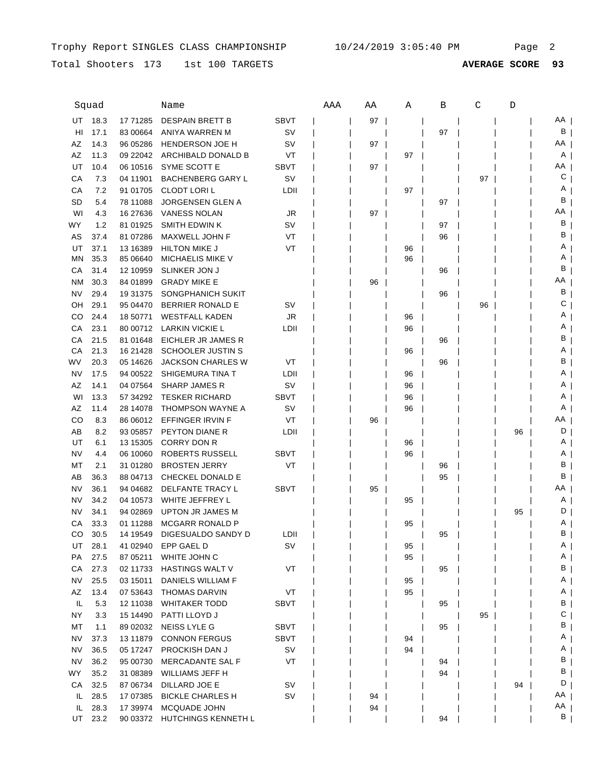Trophy Report SINGLES CLASS CHAMPIONSHIP 10/24/2019 3:05:40 PM

Total Shooters 173 1st 100 TARGETS **AVERAGE SCORE 93**

| | Squad | | Name | | AAA | AA | A | B | C | D | |
|---|---|---|---|---|---|---|---|---|---|---|---|
| UT | 18.3 | 17 71285 | DESPAIN BRETT B | SBVT | | 97 | | | | | AA |
| HI | 17.1 | 83 00664 | ANIYA WARREN M | SV | | | | 97 | | | B |
| AZ | 14.3 | 96 05286 | HENDERSON JOE H | SV | | 97 | | | | | AA |
| AZ | 11.3 | 09 22042 | ARCHIBALD DONALD B | VT | | | 97 | | | | A |
| UT | 10.4 | 06 10516 | SYME SCOTT E | SBVT | | 97 | | | | | AA |
| CA | 7.3 | 04 11901 | BACHENBERG GARY L | SV | | | | | 97 | | C |
| CA | 7.2 | 91 01705 | CLODT LORI L | LDII | | | 97 | | | | A |
| SD | 5.4 | 78 11088 | JORGENSEN GLEN A | | | | | 97 | | | B |
| WI | 4.3 | 16 27636 | VANESS NOLAN | JR | | 97 | | | | | AA |
| WY | 1.2 | 81 01925 | SMITH EDWIN K | SV | | | | 97 | | | B |
| AS | 37.4 | 81 07286 | MAXWELL JOHN F | VT | | | | 96 | | | B |
| UT | 37.1 | 13 16389 | HILTON MIKE J | VT | | | 96 | | | | A |
| MN | 35.3 | 85 06640 | MICHAELIS MIKE V | | | | 96 | | | | A |
| CA | 31.4 | 12 10959 | SLINKER JON J | | | | | 96 | | | B |
| NM | 30.3 | 84 01899 | GRADY MIKE E | | | 96 | | | | | AA |
| NV | 29.4 | 19 31375 | SONGPHANICH SUKIT | | | | | 96 | | | B |
| OH | 29.1 | 95 04470 | BERRIER RONALD E | SV | | | | | 96 | | C |
| CO | 24.4 | 18 50771 | WESTFALL KADEN | JR | | | 96 | | | | A |
| CA | 23.1 | 80 00712 | LARKIN VICKIE L | LDII | | | 96 | | | | A |
| CA | 21.5 | 81 01648 | EICHLER JR JAMES R | | | | | 96 | | | B |
| CA | 21.3 | 16 21428 | SCHOOLER JUSTIN S | | | | 96 | | | | A |
| WV | 20.3 | 05 14626 | JACKSON CHARLES W | VT | | | | 96 | | | B |
| NV | 17.5 | 94 00522 | SHIGEMURA TINA T | LDII | | | 96 | | | | A |
| AZ | 14.1 | 04 07564 | SHARP JAMES R | SV | | | 96 | | | | A |
| WI | 13.3 | 57 34292 | TESKER RICHARD | SBVT | | | 96 | | | | A |
| AZ | 11.4 | 28 14078 | THOMPSON WAYNE A | SV | | | 96 | | | | A |
| CO | 8.3 | 86 06012 | EFFINGER IRVIN F | VT | | 96 | | | | | AA |
| AB | 8.2 | 93 05857 | PEYTON DIANE R | LDII | | | | | | 96 | D |
| UT | 6.1 | 13 15305 | CORRY DON R | | | | 96 | | | | A |
| NV | 4.4 | 06 10060 | ROBERTS RUSSELL | SBVT | | | 96 | | | | A |
| MT | 2.1 | 31 01280 | BROSTEN JERRY | VT | | | | 96 | | | B |
| AB | 36.3 | 88 04713 | CHECKEL DONALD E | | | | | 95 | | | B |
| NV | 36.1 | 94 04682 | DELFANTE TRACY L | SBVT | | 95 | | | | | AA |
| NV | 34.2 | 04 10573 | WHITE JEFFREY L | | | | 95 | | | | A |
| NV | 34.1 | 94 02869 | UPTON JR JAMES M | | | | | | | 95 | D |
| CA | 33.3 | 01 11288 | MCGARR RONALD P | | | | 95 | | | | A |
| CO | 30.5 | 14 19549 | DIGESUALDO SANDY D | LDII | | | | 95 | | | B |
| UT | 28.1 | 41 02940 | EPP GAEL D | SV | | | 95 | | | | A |
| PA | 27.5 | 87 05211 | WHITE JOHN C | | | | 95 | | | | A |
| CA | 27.3 | 02 11733 | HASTINGS WALT V | VT | | | | 95 | | | B |
| NV | 25.5 | 03 15011 | DANIELS WILLIAM F | | | | 95 | | | | A |
| AZ | 13.4 | 07 53643 | THOMAS DARVIN | VT | | | 95 | | | | A |
| IL | 5.3 | 12 11038 | WHITAKER TODD | SBVT | | | | 95 | | | B |
| NY | 3.3 | 15 14490 | PATTI LLOYD J | | | | | | 95 | | C |
| MT | 1.1 | 89 02032 | NEISS LYLE G | SBVT | | | | 95 | | | B |
| NV | 37.3 | 13 11879 | CONNON FERGUS | SBVT | | | 94 | | | | A |
| NV | 36.5 | 05 17247 | PROCKISH DAN J | SV | | | 94 | | | | A |
| NV | 36.2 | 95 00730 | MERCADANTE SAL F | VT | | | | 94 | | | B |
| WY | 35.2 | 31 08389 | WILLIAMS JEFF H | | | | | 94 | | | B |
| CA | 32.5 | 87 06734 | DILLARD JOE E | SV | | | | | | 94 | D |
| IL | 28.5 | 17 07385 | BICKLE CHARLES H | SV | | 94 | | | | | AA |
| IL | 28.3 | 17 39974 | MCQUADE JOHN | | | 94 | | | | | AA |
| UT | 23.2 | 90 03372 | HUTCHINGS KENNETH L | | | | | 94 | | | B |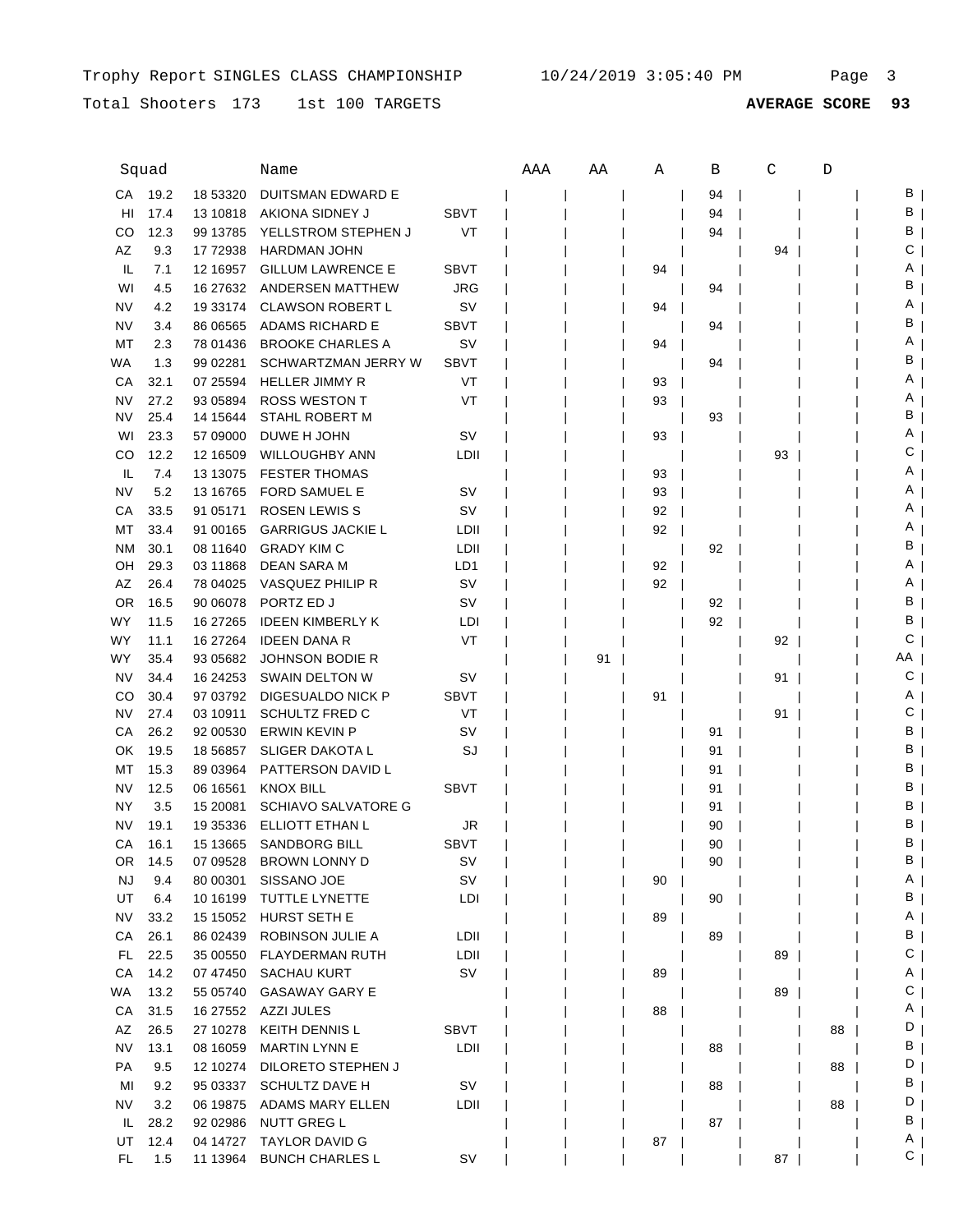Trophy Report SINGLES CLASS CHAMPIONSHIP 10/24/2019 3:05:40 PM

Total Shooters 173 1st 100 TARGETS **AVERAGE SCORE 93**

| Squad | | | Name | | AAA | AA | A | B | C | D | |
|---|---|---|---|---|---|---|---|---|---|---|---|
| CA | 19.2 | 18 53320 | DUITSMAN EDWARD E | | | | | 94 | | | B |
| HI | 17.4 | 13 10818 | AKIONA SIDNEY J | SBVT | | | | 94 | | | B |
| CO | 12.3 | 99 13785 | YELLSTROM STEPHEN J | VT | | | | 94 | | | B |
| AZ | 9.3 | 17 72938 | HARDMAN JOHN | | | | | | 94 | | C |
| IL | 7.1 | 12 16957 | GILLUM LAWRENCE E | SBVT | | | 94 | | | | A |
| WI | 4.5 | 16 27632 | ANDERSEN MATTHEW | JRG | | | | 94 | | | B |
| NV | 4.2 | 19 33174 | CLAWSON ROBERT L | SV | | | 94 | | | | A |
| NV | 3.4 | 86 06565 | ADAMS RICHARD E | SBVT | | | | 94 | | | B |
| MT | 2.3 | 78 01436 | BROOKE CHARLES A | SV | | | 94 | | | | A |
| WA | 1.3 | 99 02281 | SCHWARTZMAN JERRY W | SBVT | | | | 94 | | | B |
| CA | 32.1 | 07 25594 | HELLER JIMMY R | VT | | | 93 | | | | A |
| NV | 27.2 | 93 05894 | ROSS WESTON T | VT | | | 93 | | | | A |
| NV | 25.4 | 14 15644 | STAHL ROBERT M | | | | | 93 | | | B |
| WI | 23.3 | 57 09000 | DUWE H JOHN | SV | | | 93 | | | | A |
| CO | 12.2 | 12 16509 | WILLOUGHBY ANN | LDII | | | | | 93 | | C |
| IL | 7.4 | 13 13075 | FESTER THOMAS | | | | 93 | | | | A |
| NV | 5.2 | 13 16765 | FORD SAMUEL E | SV | | | 93 | | | | A |
| CA | 33.5 | 91 05171 | ROSEN LEWIS S | SV | | | 92 | | | | A |
| MT | 33.4 | 91 00165 | GARRIGUS JACKIE L | LDII | | | 92 | | | | A |
| NM | 30.1 | 08 11640 | GRADY KIM C | LDII | | | | 92 | | | B |
| OH | 29.3 | 03 11868 | DEAN SARA M | LD1 | | | 92 | | | | A |
| AZ | 26.4 | 78 04025 | VASQUEZ PHILIP R | SV | | | 92 | | | | A |
| OR | 16.5 | 90 06078 | PORTZ ED J | SV | | | | 92 | | | B |
| WY | 11.5 | 16 27265 | IDEEN KIMBERLY K | LDI | | | | 92 | | | B |
| WY | 11.1 | 16 27264 | IDEEN DANA R | VT | | | | | 92 | | C |
| WY | 35.4 | 93 05682 | JOHNSON BODIE R | | | 91 | | | | | AA |
| NV | 34.4 | 16 24253 | SWAIN DELTON W | SV | | | | | 91 | | C |
| CO | 30.4 | 97 03792 | DIGESUALDO NICK P | SBVT | | | 91 | | | | A |
| NV | 27.4 | 03 10911 | SCHULTZ FRED C | VT | | | | | 91 | | C |
| CA | 26.2 | 92 00530 | ERWIN KEVIN P | SV | | | | 91 | | | B |
| OK | 19.5 | 18 56857 | SLIGER DAKOTA L | SJ | | | | 91 | | | B |
| MT | 15.3 | 89 03964 | PATTERSON DAVID L | | | | | 91 | | | B |
| NV | 12.5 | 06 16561 | KNOX BILL | SBVT | | | | 91 | | | B |
| NY | 3.5 | 15 20081 | SCHIAVO SALVATORE G | | | | | 91 | | | B |
| NV | 19.1 | 19 35336 | ELLIOTT ETHAN L | JR | | | | 90 | | | B |
| CA | 16.1 | 15 13665 | SANDBORG BILL | SBVT | | | | 90 | | | B |
| OR | 14.5 | 07 09528 | BROWN LONNY D | SV | | | | 90 | | | B |
| NJ | 9.4 | 80 00301 | SISSANO JOE | SV | | | 90 | | | | A |
| UT | 6.4 | 10 16199 | TUTTLE LYNETTE | LDI | | | | 90 | | | B |
| NV | 33.2 | 15 15052 | HURST SETH E | | | | 89 | | | | A |
| CA | 26.1 | 86 02439 | ROBINSON JULIE A | LDII | | | | 89 | | | B |
| FL | 22.5 | 35 00550 | FLAYDERMAN RUTH | LDII | | | | | 89 | | C |
| CA | 14.2 | 07 47450 | SACHAU KURT | SV | | | 89 | | | | A |
| WA | 13.2 | 55 05740 | GASAWAY GARY E | | | | | | 89 | | C |
| CA | 31.5 | 16 27552 | AZZI JULES | | | | 88 | | | | A |
| AZ | 26.5 | 27 10278 | KEITH DENNIS L | SBVT | | | | | | 88 | D |
| NV | 13.1 | 08 16059 | MARTIN LYNN E | LDII | | | | 88 | | | B |
| PA | 9.5 | 12 10274 | DILORETO STEPHEN J | | | | | | | 88 | D |
| MI | 9.2 | 95 03337 | SCHULTZ DAVE H | SV | | | | 88 | | | B |
| NV | 3.2 | 06 19875 | ADAMS MARY ELLEN | LDII | | | | | | 88 | D |
| IL | 28.2 | 92 02986 | NUTT GREG L | | | | | 87 | | | B |
| UT | 12.4 | 04 14727 | TAYLOR DAVID G | | | | 87 | | | | A |
| FL | 1.5 | 11 13964 | BUNCH CHARLES L | SV | | | | | 87 | | C |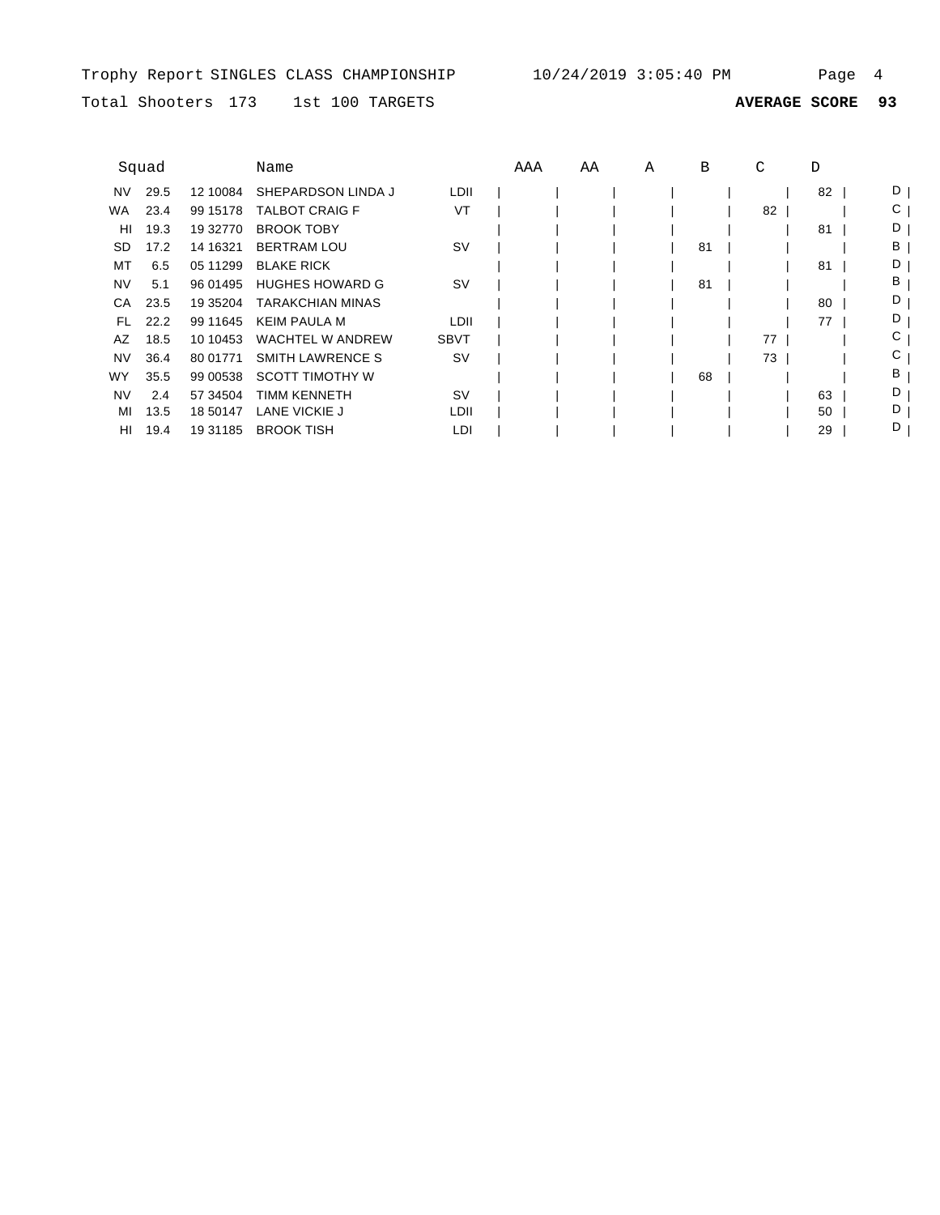Trophy Report SINGLES CLASS CHAMPIONSHIP 10/24/2019 3:05:40 PM

Total Shooters 173 1st 100 TARGETS **AVERAGE SCORE 93**

| Squad | | | Name | | AAA | AA | A | B | C | D | |
|---|---|---|---|---|---|---|---|---|---|---|---|
| NV | 29.5 | 12 10084 | SHEPARDSON LINDA J | LDII | | | | | | 82 | D |
| WA | 23.4 | 99 15178 | TALBOT CRAIG F | VT | | | | | 82 | | C |
| HI | 19.3 | 19 32770 | BROOK TOBY | | | | | | | 81 | D |
| SD | 17.2 | 14 16321 | BERTRAM LOU | SV | | | | 81 | | | B |
| MT | 6.5 | 05 11299 | BLAKE RICK | | | | | | | 81 | D |
| NV | 5.1 | 96 01495 | HUGHES HOWARD G | SV | | | | 81 | | | B |
| CA | 23.5 | 19 35204 | TARAKCHIAN MINAS | | | | | | | 80 | D |
| FL | 22.2 | 99 11645 | KEIM PAULA M | LDII | | | | | | 77 | D |
| AZ | 18.5 | 10 10453 | WACHTEL W ANDREW | SBVT | | | | | 77 | | C |
| NV | 36.4 | 80 01771 | SMITH LAWRENCE S | SV | | | | | 73 | | C |
| WY | 35.5 | 99 00538 | SCOTT TIMOTHY W | | | | | 68 | | | B |
| NV | 2.4 | 57 34504 | TIMM KENNETH | SV | | | | | | 63 | D |
| MI | 13.5 | 18 50147 | LANE VICKIE J | LDII | | | | | | 50 | D |
| HI | 19.4 | 19 31185 | BROOK TISH | LDI | | | | | | 29 | D |